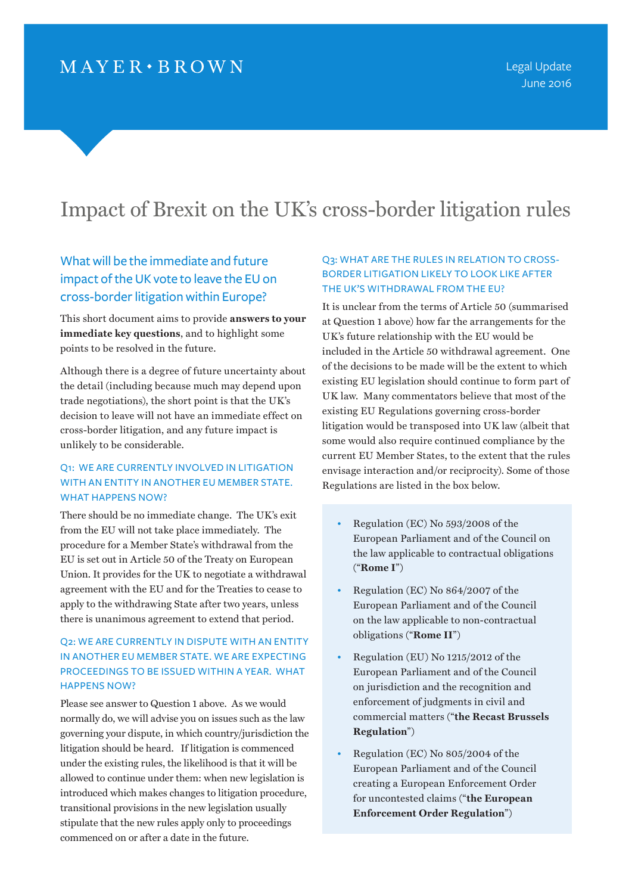MAYER • BROWN

Legal Update
June 2016

# Impact of Brexit on the UK's cross-border litigation rules

## What will be the immediate and future impact of the UK vote to leave the EU on cross-border litigation within Europe?

This short document aims to provide **answers to your immediate key questions**, and to highlight some points to be resolved in the future.

Although there is a degree of future uncertainty about the detail (including because much may depend upon trade negotiations), the short point is that the UK's decision to leave will not have an immediate effect on cross-border litigation, and any future impact is unlikely to be considerable.

### Q1: WE ARE CURRENTLY INVOLVED IN LITIGATION WITH AN ENTITY IN ANOTHER EU MEMBER STATE. WHAT HAPPENS NOW?

There should be no immediate change. The UK's exit from the EU will not take place immediately. The procedure for a Member State's withdrawal from the EU is set out in Article 50 of the Treaty on European Union. It provides for the UK to negotiate a withdrawal agreement with the EU and for the Treaties to cease to apply to the withdrawing State after two years, unless there is unanimous agreement to extend that period.

### Q2: WE ARE CURRENTLY IN DISPUTE WITH AN ENTITY IN ANOTHER EU MEMBER STATE. WE ARE EXPECTING PROCEEDINGS TO BE ISSUED WITHIN A YEAR. WHAT HAPPENS NOW?

Please see answer to Question 1 above. As we would normally do, we will advise you on issues such as the law governing your dispute, in which country/jurisdiction the litigation should be heard. If litigation is commenced under the existing rules, the likelihood is that it will be allowed to continue under them: when new legislation is introduced which makes changes to litigation procedure, transitional provisions in the new legislation usually stipulate that the new rules apply only to proceedings commenced on or after a date in the future.

### Q3: WHAT ARE THE RULES IN RELATION TO CROSS-BORDER LITIGATION LIKELY TO LOOK LIKE AFTER THE UK'S WITHDRAWAL FROM THE EU?

It is unclear from the terms of Article 50 (summarised at Question 1 above) how far the arrangements for the UK's future relationship with the EU would be included in the Article 50 withdrawal agreement. One of the decisions to be made will be the extent to which existing EU legislation should continue to form part of UK law. Many commentators believe that most of the existing EU Regulations governing cross-border litigation would be transposed into UK law (albeit that some would also require continued compliance by the current EU Member States, to the extent that the rules envisage interaction and/or reciprocity). Some of those Regulations are listed in the box below.

- Regulation (EC) No 593/2008 of the European Parliament and of the Council on the law applicable to contractual obligations ("**Rome I**")
- Regulation (EC) No 864/2007 of the European Parliament and of the Council on the law applicable to non-contractual obligations ("**Rome II**")
- Regulation (EU) No 1215/2012 of the European Parliament and of the Council on jurisdiction and the recognition and enforcement of judgments in civil and commercial matters ("**the Recast Brussels Regulation**")
- Regulation (EC) No 805/2004 of the European Parliament and of the Council creating a European Enforcement Order for uncontested claims ("**the European Enforcement Order Regulation**")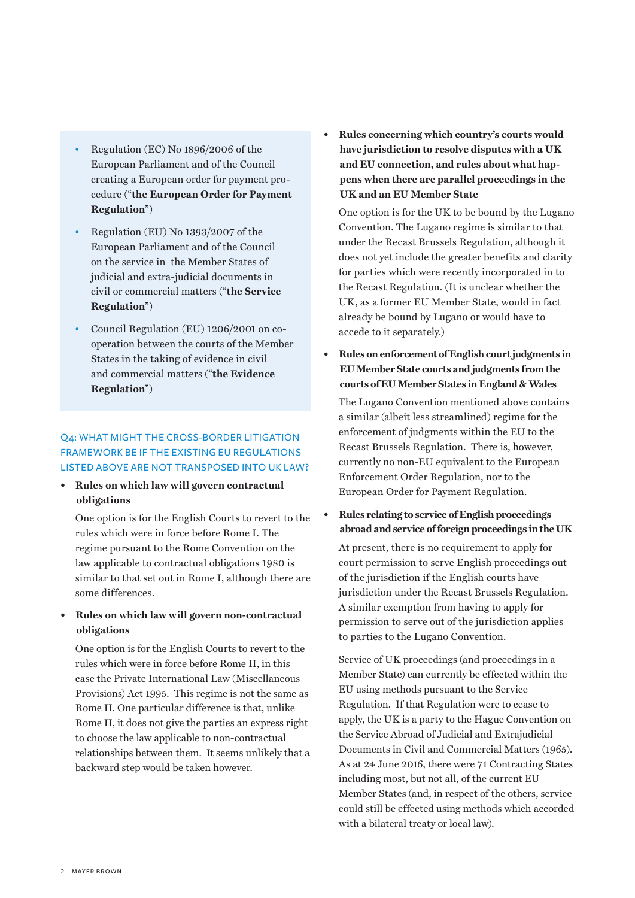- Regulation (EC) No 1896/2006 of the European Parliament and of the Council creating a European order for payment procedure ("**the European Order for Payment Regulation**")
- Regulation (EU) No 1393/2007 of the European Parliament and of the Council on the service in the Member States of judicial and extra-judicial documents in civil or commercial matters ("**the Service Regulation**")
- Council Regulation (EU) 1206/2001 on co-operation between the courts of the Member States in the taking of evidence in civil and commercial matters ("**the Evidence Regulation**")

## Q4: WHAT MIGHT THE CROSS-BORDER LITIGATION FRAMEWORK BE IF THE EXISTING EU REGULATIONS LISTED ABOVE ARE NOT TRANSPOSED INTO UK LAW?

- **Rules on which law will govern contractual obligations**

  One option is for the English Courts to revert to the rules which were in force before Rome I. The regime pursuant to the Rome Convention on the law applicable to contractual obligations 1980 is similar to that set out in Rome I, although there are some differences.

- **Rules on which law will govern non-contractual obligations**

  One option is for the English Courts to revert to the rules which were in force before Rome II, in this case the Private International Law (Miscellaneous Provisions) Act 1995. This regime is not the same as Rome II. One particular difference is that, unlike Rome II, it does not give the parties an express right to choose the law applicable to non-contractual relationships between them. It seems unlikely that a backward step would be taken however.

- **Rules concerning which country's courts would have jurisdiction to resolve disputes with a UK and EU connection, and rules about what happens when there are parallel proceedings in the UK and an EU Member State**

  One option is for the UK to be bound by the Lugano Convention. The Lugano regime is similar to that under the Recast Brussels Regulation, although it does not yet include the greater benefits and clarity for parties which were recently incorporated in to the Recast Regulation. (It is unclear whether the UK, as a former EU Member State, would in fact already be bound by Lugano or would have to accede to it separately.)

- **Rules on enforcement of English court judgments in EU Member State courts and judgments from the courts of EU Member States in England & Wales**

  The Lugano Convention mentioned above contains a similar (albeit less streamlined) regime for the enforcement of judgments within the EU to the Recast Brussels Regulation. There is, however, currently no non-EU equivalent to the European Enforcement Order Regulation, nor to the European Order for Payment Regulation.

- **Rules relating to service of English proceedings abroad and service of foreign proceedings in the UK**

  At present, there is no requirement to apply for court permission to serve English proceedings out of the jurisdiction if the English courts have jurisdiction under the Recast Brussels Regulation. A similar exemption from having to apply for permission to serve out of the jurisdiction applies to parties to the Lugano Convention.

  Service of UK proceedings (and proceedings in a Member State) can currently be effected within the EU using methods pursuant to the Service Regulation. If that Regulation were to cease to apply, the UK is a party to the Hague Convention on the Service Abroad of Judicial and Extrajudicial Documents in Civil and Commercial Matters (1965). As at 24 June 2016, there were 71 Contracting States including most, but not all, of the current EU Member States (and, in respect of the others, service could still be effected using methods which accorded with a bilateral treaty or local law).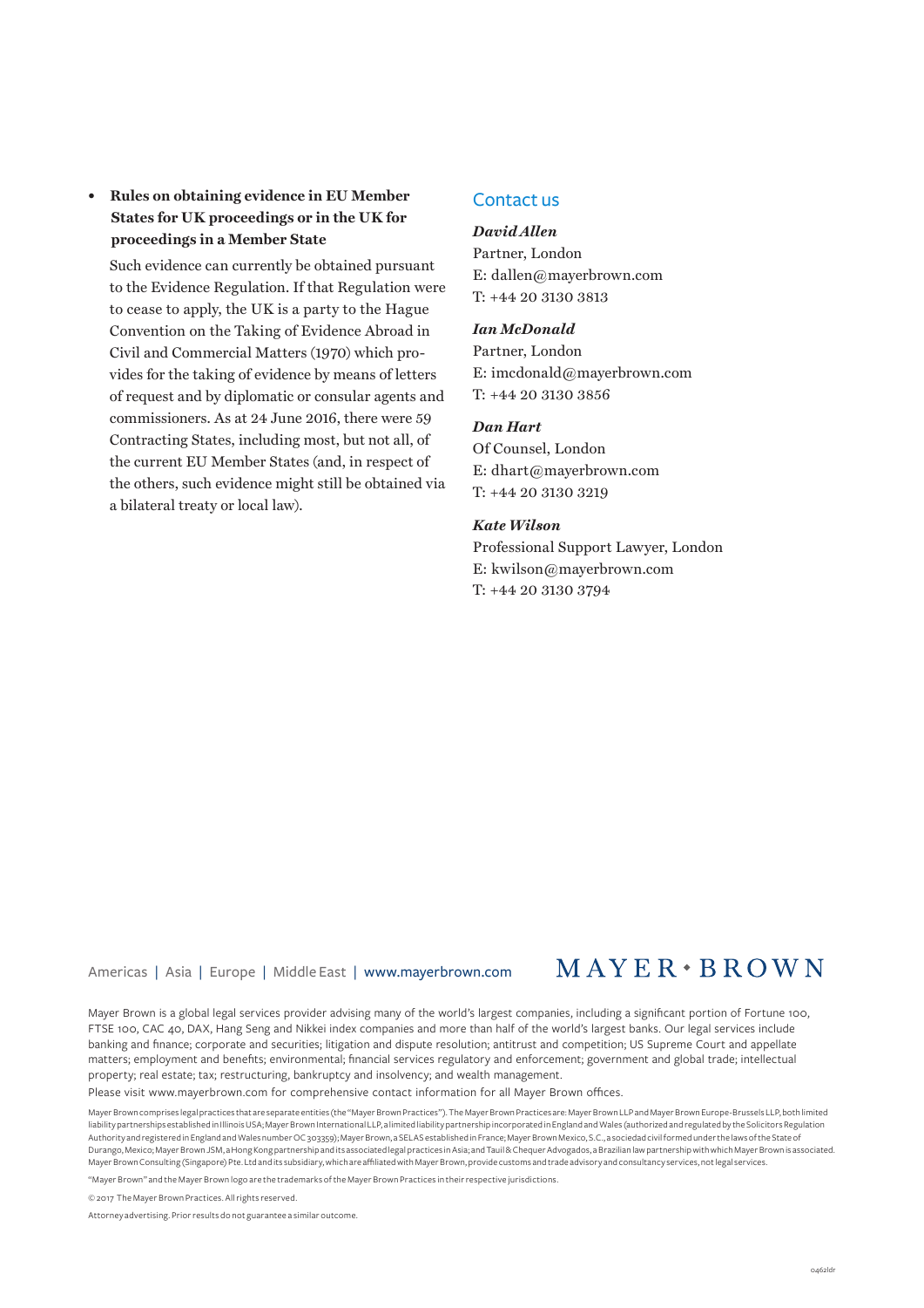- **Rules on obtaining evidence in EU Member States for UK proceedings or in the UK for proceedings in a Member State**

  Such evidence can currently be obtained pursuant to the Evidence Regulation. If that Regulation were to cease to apply, the UK is a party to the Hague Convention on the Taking of Evidence Abroad in Civil and Commercial Matters (1970) which provides for the taking of evidence by means of letters of request and by diplomatic or consular agents and commissioners. As at 24 June 2016, there were 59 Contracting States, including most, but not all, of the current EU Member States (and, in respect of the others, such evidence might still be obtained via a bilateral treaty or local law).

## Contact us

***David Allen***
Partner, London
E: dallen@mayerbrown.com
T: +44 20 3130 3813

***Ian McDonald***
Partner, London
E: imcdonald@mayerbrown.com
T: +44 20 3130 3856

***Dan Hart***
Of Counsel, London
E: dhart@mayerbrown.com
T: +44 20 3130 3219

***Kate Wilson***
Professional Support Lawyer, London
E: kwilson@mayerbrown.com
T: +44 20 3130 3794

Americas | Asia | Europe | Middle East | www.mayerbrown.com

MAYER • BROWN

Mayer Brown is a global legal services provider advising many of the world's largest companies, including a significant portion of Fortune 100, FTSE 100, CAC 40, DAX, Hang Seng and Nikkei index companies and more than half of the world's largest banks. Our legal services include banking and finance; corporate and securities; litigation and dispute resolution; antitrust and competition; US Supreme Court and appellate matters; employment and benefits; environmental; financial services regulatory and enforcement; government and global trade; intellectual property; real estate; tax; restructuring, bankruptcy and insolvency; and wealth management.

Please visit www.mayerbrown.com for comprehensive contact information for all Mayer Brown offices.

Mayer Brown comprises legal practices that are separate entities (the "Mayer Brown Practices"). The Mayer Brown Practices are: Mayer Brown LLP and Mayer Brown Europe-Brussels LLP, both limited liability partnerships established in Illinois USA; Mayer Brown International LLP, a limited liability partnership incorporated in England and Wales (authorized and regulated by the Solicitors Regulation Authority and registered in England and Wales number OC 303359); Mayer Brown, a SELAS established in France; Mayer Brown Mexico, S.C., a sociedad civil formed under the laws of the State of Durango, Mexico; Mayer Brown JSM, a Hong Kong partnership and its associated legal practices in Asia; and Tauil & Chequer Advogados, a Brazilian law partnership with which Mayer Brown is associated. Mayer Brown Consulting (Singapore) Pte. Ltd and its subsidiary, which are affiliated with Mayer Brown, provide customs and trade advisory and consultancy services, not legal services.

"Mayer Brown" and the Mayer Brown logo are the trademarks of the Mayer Brown Practices in their respective jurisdictions.

© 2017 The Mayer Brown Practices. All rights reserved.

Attorney advertising. Prior results do not guarantee a similar outcome.

0462ldr